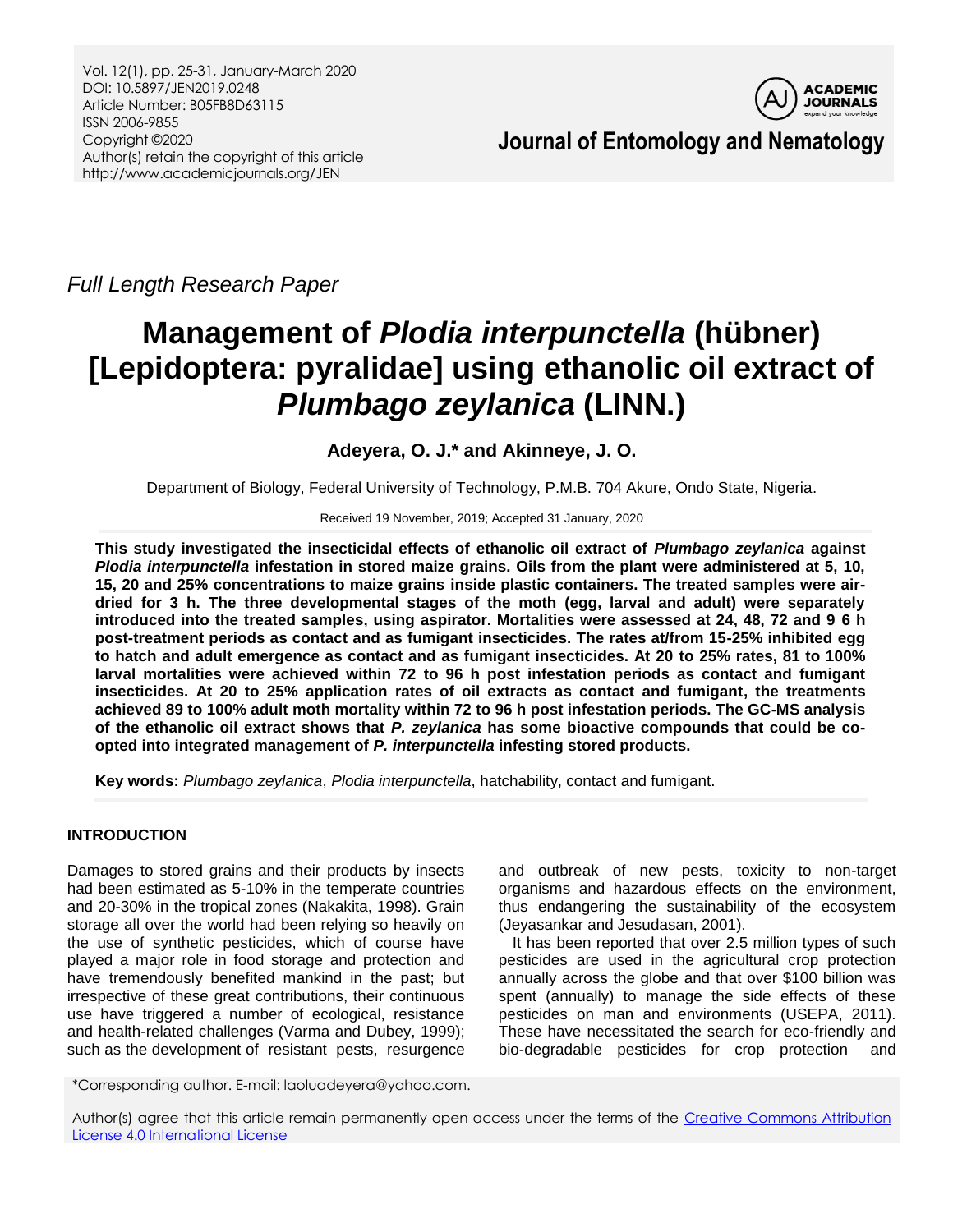*Full Length Research Paper*

# Management of *Plodia interpunctella* (hübner) [Lepidoptera: pyralidae] using ethanolic oil extract of *Plumbago zeylanica* (LINN.)

**Adeyera, O. J.* and Akinneye, J. O.**

Department of Biology, Federal University of Technology, P.M.B. 704 Akure, Ondo State, Nigeria.

Received 19 November, 2019; Accepted 31 January, 2020

**This study investigated the insecticidal effects of ethanolic oil extract of *Plumbago zeylanica* against *Plodia interpunctella* infestation in stored maize grains. Oils from the plant were administered at 5, 10, 15, 20 and 25% concentrations to maize grains inside plastic containers. The treated samples were air-dried for 3 h. The three developmental stages of the moth (egg, larval and adult) were separately introduced into the treated samples, using aspirator. Mortalities were assessed at 24, 48, 72 and 9 6 h post-treatment periods as contact and as fumigant insecticides. The rates at/from 15-25% inhibited egg to hatch and adult emergence as contact and as fumigant insecticides. At 20 to 25% rates, 81 to 100% larval mortalities were achieved within 72 to 96 h post infestation periods as contact and fumigant insecticides. At 20 to 25% application rates of oil extracts as contact and fumigant, the treatments achieved 89 to 100% adult moth mortality within 72 to 96 h post infestation periods. The GC-MS analysis of the ethanolic oil extract shows that *P. zeylanica* has some bioactive compounds that could be co-opted into integrated management of *P. interpunctella* infesting stored products.**

**Key words:** *Plumbago zeylanica*, *Plodia interpunctella*, hatchability, contact and fumigant.

## INTRODUCTION

Damages to stored grains and their products by insects had been estimated as 5-10% in the temperate countries and 20-30% in the tropical zones (Nakakita, 1998). Grain storage all over the world had been relying so heavily on the use of synthetic pesticides, which of course have played a major role in food storage and protection and have tremendously benefited mankind in the past; but irrespective of these great contributions, their continuous use have triggered a number of ecological, resistance and health-related challenges (Varma and Dubey, 1999); such as the development of resistant pests, resurgence and outbreak of new pests, toxicity to non-target organisms and hazardous effects on the environment, thus endangering the sustainability of the ecosystem (Jeyasankar and Jesudasan, 2001).

It has been reported that over 2.5 million types of such pesticides are used in the agricultural crop protection annually across the globe and that over $100 billion was spent (annually) to manage the side effects of these pesticides on man and environments (USEPA, 2011). These have necessitated the search for eco-friendly and bio-degradable pesticides for crop protection and

*Corresponding author. E-mail: laoluadeyera@yahoo.com.

Author(s) agree that this article remain permanently open access under the terms of the Creative Commons Attribution License 4.0 International License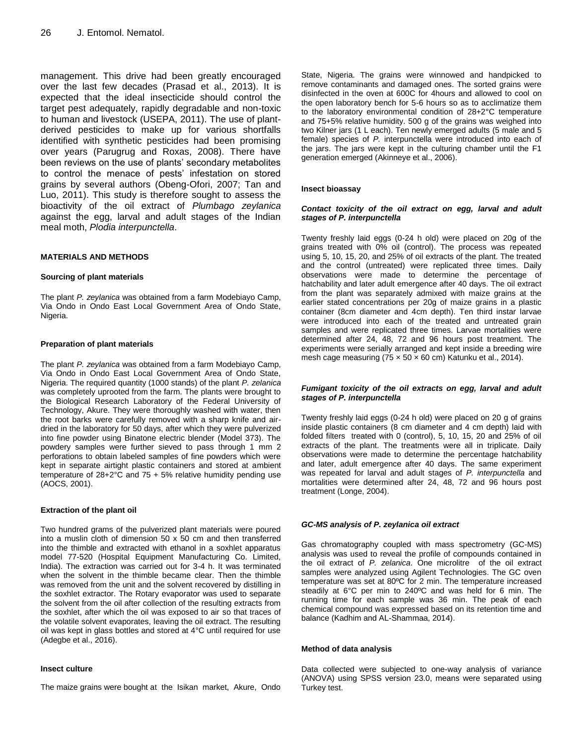management. This drive had been greatly encouraged over the last few decades (Prasad et al., 2013). It is expected that the ideal insecticide should control the target pest adequately, rapidly degradable and non-toxic to human and livestock (USEPA, 2011). The use of plant-derived pesticides to make up for various shortfalls identified with synthetic pesticides had been promising over years (Parugrug and Roxas, 2008). There have been reviews on the use of plants' secondary metabolites to control the menace of pests' infestation on stored grains by several authors (Obeng-Ofori, 2007; Tan and Luo, 2011). This study is therefore sought to assess the bioactivity of the oil extract of *Plumbago zeylanica* against the egg, larval and adult stages of the Indian meal moth, *Plodia interpunctella*.

## MATERIALS AND METHODS

### Sourcing of plant materials

The plant *P. zeylanica* was obtained from a farm Modebiayo Camp, Via Ondo in Ondo East Local Government Area of Ondo State, Nigeria.

### Preparation of plant materials

The plant *P. zeylanica* was obtained from a farm Modebiayo Camp, Via Ondo in Ondo East Local Government Area of Ondo State, Nigeria. The required quantity (1000 stands) of the plant *P. zelanica* was completely uprooted from the farm. The plants were brought to the Biological Research Laboratory of the Federal University of Technology, Akure. They were thoroughly washed with water, then the root barks were carefully removed with a sharp knife and air-dried in the laboratory for 50 days, after which they were pulverized into fine powder using Binatone electric blender (Model 373). The powdery samples were further sieved to pass through 1 mm 2 perforations to obtain labeled samples of fine powders which were kept in separate airtight plastic containers and stored at ambient temperature of 28+2°C and 75 + 5% relative humidity pending use (AOCS, 2001).

### Extraction of the plant oil

Two hundred grams of the pulverized plant materials were poured into a muslin cloth of dimension 50 x 50 cm and then transferred into the thimble and extracted with ethanol in a soxhlet apparatus model 77-520 (Hospital Equipment Manufacturing Co. Limited, India). The extraction was carried out for 3-4 h. It was terminated when the solvent in the thimble became clear. Then the thimble was removed from the unit and the solvent recovered by distilling in the soxhlet extractor. The Rotary evaporator was used to separate the solvent from the oil after collection of the resulting extracts from the soxhlet, after which the oil was exposed to air so that traces of the volatile solvent evaporates, leaving the oil extract. The resulting oil was kept in glass bottles and stored at 4°C until required for use (Adegbe et al., 2016).

### Insect culture

The maize grains were bought at the Isikan market, Akure, Ondo State, Nigeria. The grains were winnowed and handpicked to remove contaminants and damaged ones. The sorted grains were disinfected in the oven at 600C for 4hours and allowed to cool on the open laboratory bench for 5-6 hours so as to acclimatize them to the laboratory environmental condition of 28+2°C temperature and 75+5% relative humidity. 500 g of the grains was weighed into two Kilner jars (1 L each). Ten newly emerged adults (5 male and 5 female) species of *P.* interpunctella were introduced into each of the jars. The jars were kept in the culturing chamber until the F1 generation emerged (Akinneye et al., 2006).

### Insect bioassay

#### *Contact toxicity of the oil extract on egg, larval and adult stages of P. interpunctella*

Twenty freshly laid eggs (0-24 h old) were placed on 20g of the grains treated with 0% oil (control). The process was repeated using 5, 10, 15, 20, and 25% of oil extracts of the plant. The treated and the control (untreated) were replicated three times. Daily observations were made to determine the percentage of hatchability and later adult emergence after 40 days. The oil extract from the plant was separately admixed with maize grains at the earlier stated concentrations per 20g of maize grains in a plastic container (8cm diameter and 4cm depth). Ten third instar larvae were introduced into each of the treated and untreated grain samples and were replicated three times. Larvae mortalities were determined after 24, 48, 72 and 96 hours post treatment. The experiments were serially arranged and kept inside a breeding wire mesh cage measuring (75 × 50 × 60 cm) Katunku et al., 2014).

#### *Fumigant toxicity of the oil extracts on egg, larval and adult stages of P. interpunctella*

Twenty freshly laid eggs (0-24 h old) were placed on 20 g of grains inside plastic containers (8 cm diameter and 4 cm depth) laid with folded filters treated with 0 (control), 5, 10, 15, 20 and 25% of oil extracts of the plant. The treatments were all in triplicate. Daily observations were made to determine the percentage hatchability and later, adult emergence after 40 days. The same experiment was repeated for larval and adult stages of *P. interpunctella* and mortalities were determined after 24, 48, 72 and 96 hours post treatment (Longe, 2004).

#### *GC-MS analysis of P. zeylanica oil extract*

Gas chromatography coupled with mass spectrometry (GC-MS) analysis was used to reveal the profile of compounds contained in the oil extract of *P. zelanica*. One microlitre of the oil extract samples were analyzed using Agilent Technologies. The GC oven temperature was set at 80ºC for 2 min. The temperature increased steadily at 6°C per min to 240ºC and was held for 6 min. The running time for each sample was 36 min. The peak of each chemical compound was expressed based on its retention time and balance (Kadhim and AL-Shammaa, 2014).

### Method of data analysis

Data collected were subjected to one-way analysis of variance (ANOVA) using SPSS version 23.0, means were separated using Turkey test.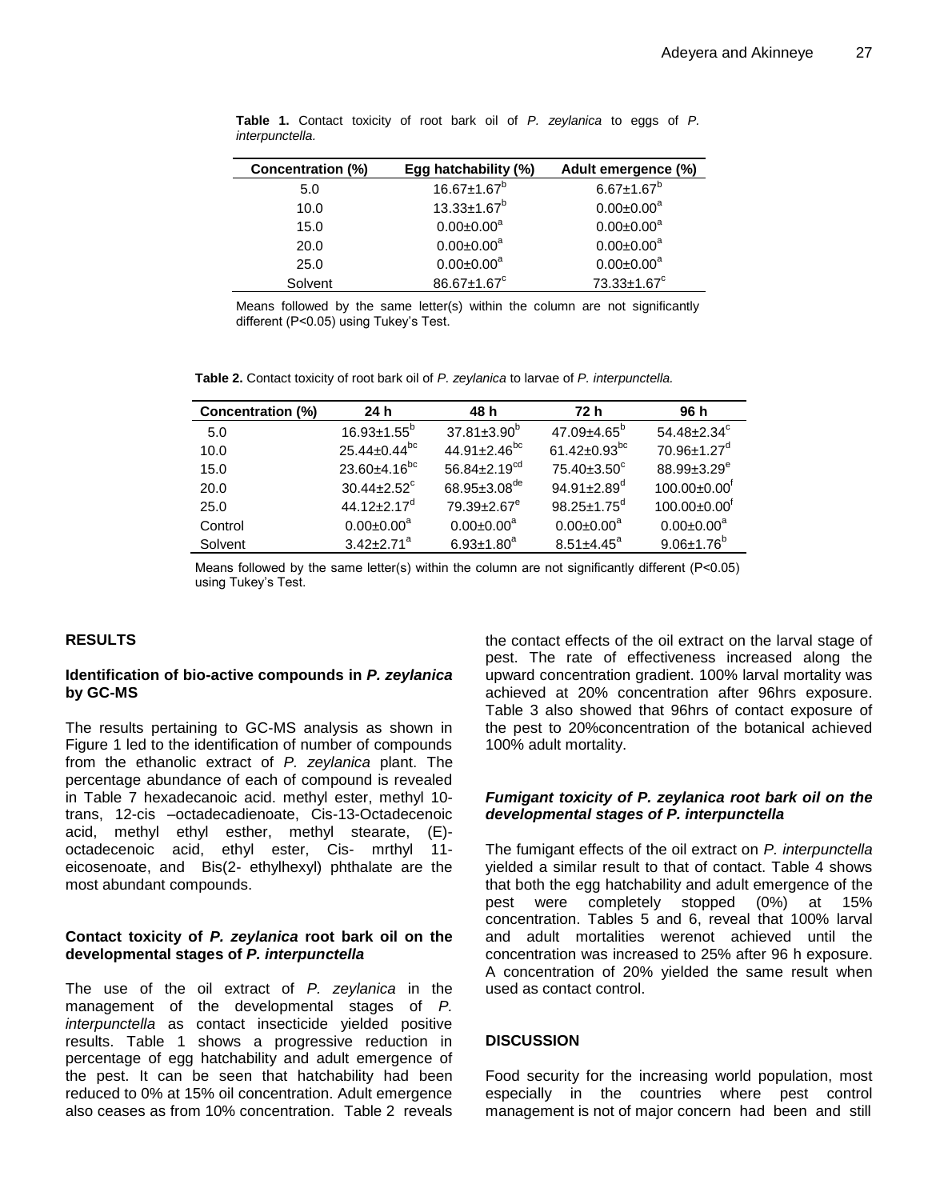**Table 1.** Contact toxicity of root bark oil of *P. zeylanica* to eggs of *P. interpunctella*.

| Concentration (%) | Egg hatchability (%) | Adult emergence (%) |
|---|---|---|
| 5.0 | $16.67±1.67^{b}$ | $6.67±1.67^{b}$ |
| 10.0 | $13.33±1.67^{b}$ | $0.00±0.00^{a}$ |
| 15.0 | $0.00±0.00^{a}$ | $0.00±0.00^{a}$ |
| 20.0 | $0.00±0.00^{a}$ | $0.00±0.00^{a}$ |
| 25.0 | $0.00±0.00^{a}$ | $0.00±0.00^{a}$ |
| Solvent | $86.67±1.67^{c}$ | $73.33±1.67^{c}$ |

Means followed by the same letter(s) within the column are not significantly different (P<0.05) using Tukey's Test.

**Table 2.** Contact toxicity of root bark oil of *P. zeylanica* to larvae of *P. interpunctella.*

| Concentration (%) | 24 h | 48 h | 72 h | 96 h |
|---|---|---|---|---|
| 5.0 | $16.93±1.55^{b}$ | $37.81±3.90^{b}$ | $47.09±4.65^{b}$ | $54.48±2.34^{c}$ |
| 10.0 | $25.44±0.44^{bc}$ | $44.91±2.46^{bc}$ | $61.42±0.93^{bc}$ | $70.96±1.27^{d}$ |
| 15.0 | $23.60±4.16^{bc}$ | $56.84±2.19^{cd}$ | $75.40±3.50^{c}$ | $88.99±3.29^{e}$ |
| 20.0 | $30.44±2.52^{c}$ | $68.95±3.08^{de}$ | $94.91±2.89^{d}$ | $100.00±0.00^{f}$ |
| 25.0 | $44.12±2.17^{d}$ | $79.39±2.67^{e}$ | $98.25±1.75^{d}$ | $100.00±0.00^{f}$ |
| Control | $0.00±0.00^{a}$ | $0.00±0.00^{a}$ | $0.00±0.00^{a}$ | $0.00±0.00^{a}$ |
| Solvent | $3.42±2.71^{a}$ | $6.93±1.80^{a}$ | $8.51±4.45^{a}$ | $9.06±1.76^{b}$ |

Means followed by the same letter(s) within the column are not significantly different (P<0.05) using Tukey's Test.

## RESULTS

### Identification of bio-active compounds in *P. zeylanica* by GC-MS

The results pertaining to GC-MS analysis as shown in Figure 1 led to the identification of number of compounds from the ethanolic extract of *P. zeylanica* plant. The percentage abundance of each of compound is revealed in Table 7 hexadecanoic acid. methyl ester, methyl 10-trans, 12-cis –octadecadienoate, Cis-13-Octadecenoic acid, methyl ethyl esther, methyl stearate, (E)-octadecenoic acid, ethyl ester, Cis- mrthyl 11-eicosenoate, and Bis(2- ethylhexyl) phthalate are the most abundant compounds.

### Contact toxicity of *P. zeylanica* root bark oil on the developmental stages of *P. interpunctella*

The use of the oil extract of *P. zeylanica* in the management of the developmental stages of *P. interpunctella* as contact insecticide yielded positive results. Table 1 shows a progressive reduction in percentage of egg hatchability and adult emergence of the pest. It can be seen that hatchability had been reduced to 0% at 15% oil concentration. Adult emergence also ceases as from 10% concentration. Table 2 reveals the contact effects of the oil extract on the larval stage of pest. The rate of effectiveness increased along the upward concentration gradient. 100% larval mortality was achieved at 20% concentration after 96hrs exposure. Table 3 also showed that 96hrs of contact exposure of the pest to 20%concentration of the botanical achieved 100% adult mortality.

### *Fumigant toxicity of P. zeylanica root bark oil on the developmental stages of P. interpunctella*

The fumigant effects of the oil extract on *P. interpunctella* yielded a similar result to that of contact. Table 4 shows that both the egg hatchability and adult emergence of the pest were completely stopped (0%) at 15% concentration. Tables 5 and 6, reveal that 100% larval and adult mortalities werenot achieved until the concentration was increased to 25% after 96 h exposure. A concentration of 20% yielded the same result when used as contact control.

## DISCUSSION

Food security for the increasing world population, most especially in the countries where pest control management is not of major concern had been and still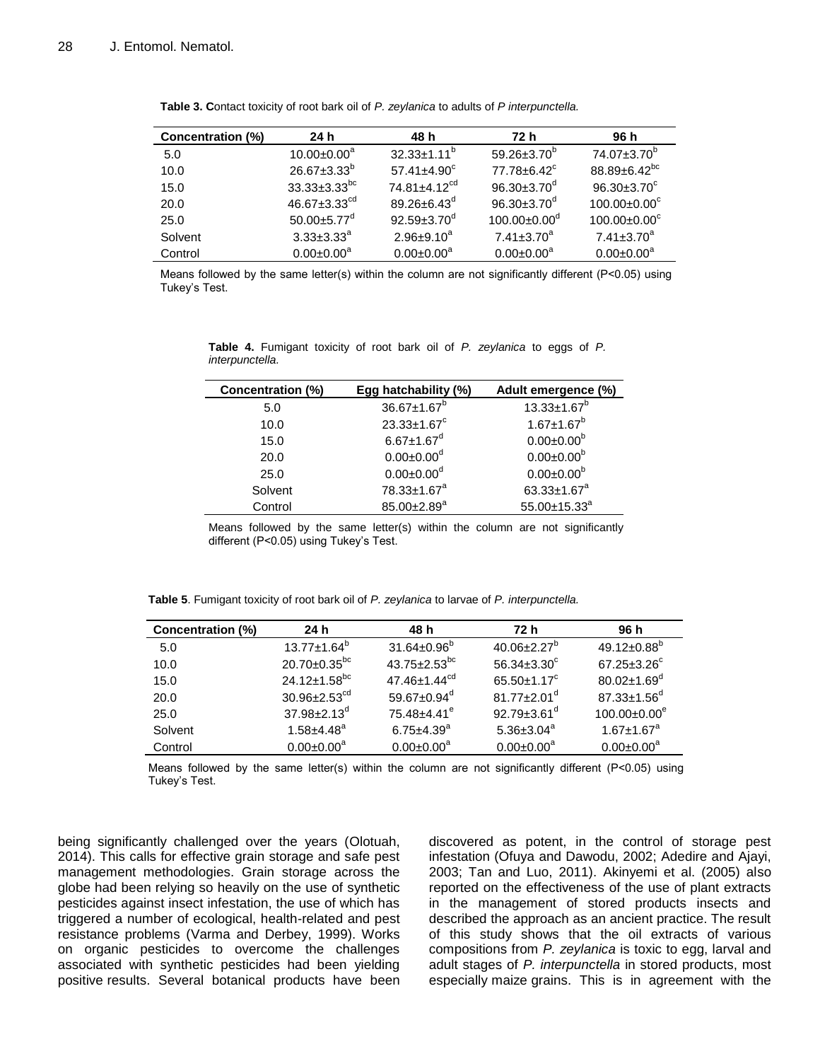**Table 3. C**ontact toxicity of root bark oil of *P. zeylanica* to adults of *P interpunctella.*

| Concentration (%) | 24 h | 48 h | 72 h | 96 h |
|---|---|---|---|---|
| 5.0 | 10.00±0.00[a] | 32.33±1.11[b] | 59.26±3.70[b] | 74.07±3.70[b] |
| 10.0 | 26.67±3.33[b] | 57.41±4.90[c] | 77.78±6.42[c] | 88.89±6.42[bc] |
| 15.0 | 33.33±3.33[bc] | 74.81±4.12[cd] | 96.30±3.70[d] | 96.30±3.70[c] |
| 20.0 | 46.67±3.33[cd] | 89.26±6.43[d] | 96.30±3.70[d] | 100.00±0.00[c] |
| 25.0 | 50.00±5.77[d] | 92.59±3.70[d] | 100.00±0.00[d] | 100.00±0.00[c] |
| Solvent | 3.33±3.33[a] | 2.96±9.10[a] | 7.41±3.70[a] | 7.41±3.70[a] |
| Control | 0.00±0.00[a] | 0.00±0.00[a] | 0.00±0.00[a] | 0.00±0.00[a] |

Means followed by the same letter(s) within the column are not significantly different (P<0.05) using Tukey's Test.

**Table 4.** Fumigant toxicity of root bark oil of *P. zeylanica* to eggs of *P. interpunctella.*

| Concentration (%) | Egg hatchability (%) | Adult emergence (%) |
|---|---|---|
| 5.0 | 36.67±1.67[b] | 13.33±1.67[b] |
| 10.0 | 23.33±1.67[c] | 1.67±1.67[b] |
| 15.0 | 6.67±1.67[d] | 0.00±0.00[b] |
| 20.0 | 0.00±0.00[d] | 0.00±0.00[b] |
| 25.0 | 0.00±0.00[d] | 0.00±0.00[b] |
| Solvent | 78.33±1.67[a] | 63.33±1.67[a] |
| Control | 85.00±2.89[a] | 55.00±15.33[a] |

Means followed by the same letter(s) within the column are not significantly different (P<0.05) using Tukey's Test.

**Table 5**. Fumigant toxicity of root bark oil of *P. zeylanica* to larvae of *P. interpunctella.*

| Concentration (%) | 24 h | 48 h | 72 h | 96 h |
|---|---|---|---|---|
| 5.0 | 13.77±1.64[b] | 31.64±0.96[b] | 40.06±2.27[b] | 49.12±0.88[b] |
| 10.0 | 20.70±0.35[bc] | 43.75±2.53[bc] | 56.34±3.30[c] | 67.25±3.26[c] |
| 15.0 | 24.12±1.58[bc] | 47.46±1.44[cd] | 65.50±1.17[c] | 80.02±1.69[d] |
| 20.0 | 30.96±2.53[cd] | 59.67±0.94[d] | 81.77±2.01[d] | 87.33±1.56[d] |
| 25.0 | 37.98±2.13[d] | 75.48±4.41[e] | 92.79±3.61[d] | 100.00±0.00[e] |
| Solvent | 1.58±4.48[a] | 6.75±4.39[a] | 5.36±3.04[a] | 1.67±1.67[a] |
| Control | 0.00±0.00[a] | 0.00±0.00[a] | 0.00±0.00[a] | 0.00±0.00[a] |

Means followed by the same letter(s) within the column are not significantly different (P<0.05) using Tukey's Test.

being significantly challenged over the years (Olotuah, 2014). This calls for effective grain storage and safe pest management methodologies. Grain storage across the globe had been relying so heavily on the use of synthetic pesticides against insect infestation, the use of which has triggered a number of ecological, health-related and pest resistance problems (Varma and Derbey, 1999). Works on organic pesticides to overcome the challenges associated with synthetic pesticides had been yielding positive results. Several botanical products have been discovered as potent, in the control of storage pest infestation (Ofuya and Dawodu, 2002; Adedire and Ajayi, 2003; Tan and Luo, 2011). Akinyemi et al. (2005) also reported on the effectiveness of the use of plant extracts in the management of stored products insects and described the approach as an ancient practice. The result of this study shows that the oil extracts of various compositions from *P. zeylanica* is toxic to egg, larval and adult stages of *P. interpunctella* in stored products, most especially maize grains. This is in agreement with the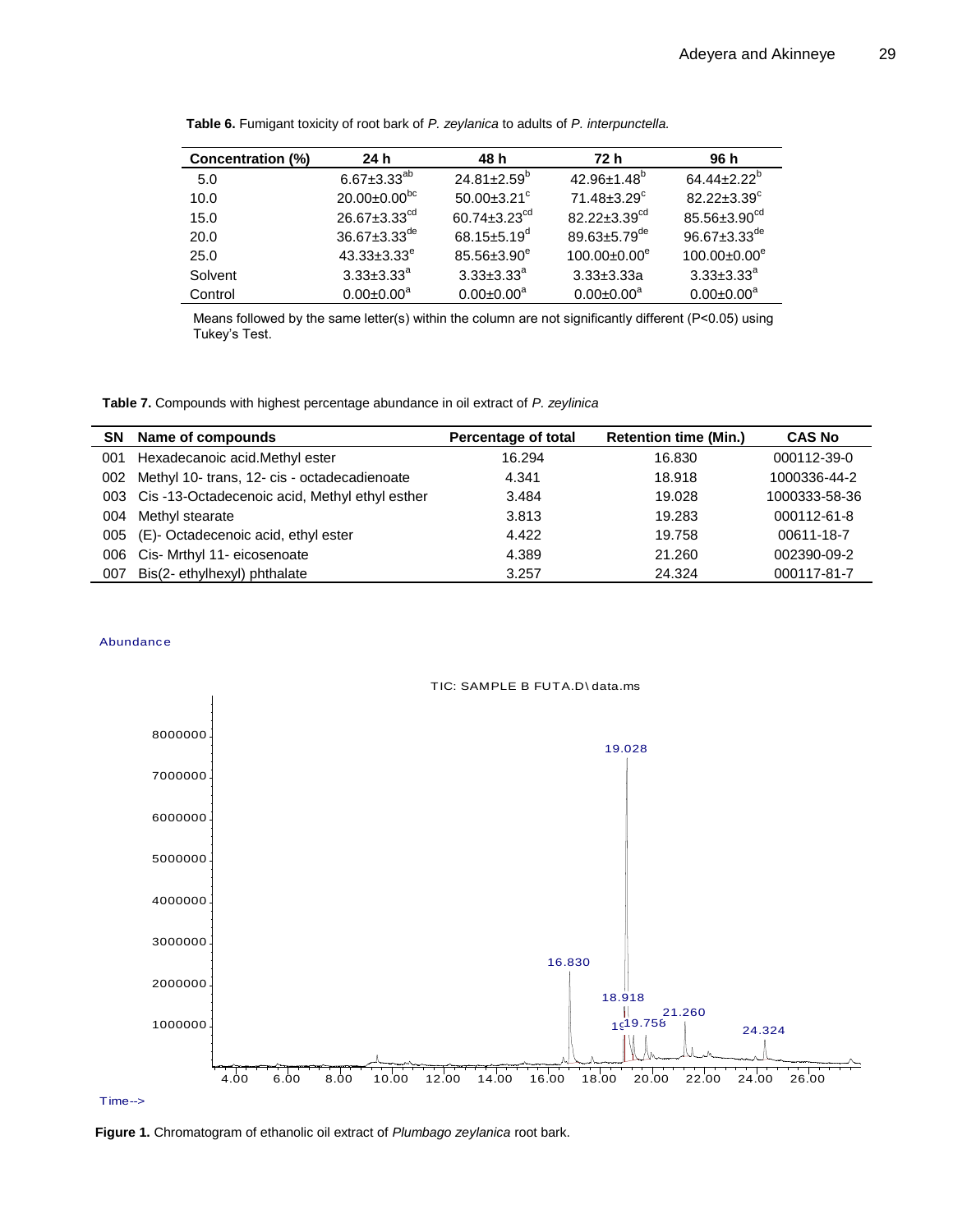**Table 6.** Fumigant toxicity of root bark of *P. zeylanica* to adults of *P. interpunctella.*

| Concentration (%) | 24 h | 48 h | 72 h | 96 h |
|---|---|---|---|---|
| 5.0 | 6.67±3.33$^{ab}$ | 24.81±2.59$^{b}$ | 42.96±1.48$^{b}$ | 64.44±2.22$^{b}$ |
| 10.0 | 20.00±0.00$^{bc}$ | 50.00±3.21$^{c}$ | 71.48±3.29$^{c}$ | 82.22±3.39$^{c}$ |
| 15.0 | 26.67±3.33$^{cd}$ | 60.74±3.23$^{cd}$ | 82.22±3.39$^{cd}$ | 85.56±3.90$^{cd}$ |
| 20.0 | 36.67±3.33$^{de}$ | 68.15±5.19$^{d}$ | 89.63±5.79$^{de}$ | 96.67±3.33$^{de}$ |
| 25.0 | 43.33±3.33$^{e}$ | 85.56±3.90$^{e}$ | 100.00±0.00$^{e}$ | 100.00±0.00$^{e}$ |
| Solvent | 3.33±3.33$^{a}$ | 3.33±3.33$^{a}$ | 3.33±3.33a | 3.33±3.33$^{a}$ |
| Control | 0.00±0.00$^{a}$ | 0.00±0.00$^{a}$ | 0.00±0.00$^{a}$ | 0.00±0.00$^{a}$ |

Means followed by the same letter(s) within the column are not significantly different (P<0.05) using Tukey's Test.

**Table 7.** Compounds with highest percentage abundance in oil extract of *P. zeylinica*

| SN | Name of compounds | Percentage of total | Retention time (Min.) | CAS No |
|---|---|---|---|---|
| 001 | Hexadecanoic acid.Methyl ester | 16.294 | 16.830 | 000112-39-0 |
| 002 | Methyl 10- trans, 12- cis - octadecadienoate | 4.341 | 18.918 | 1000336-44-2 |
| 003 | Cis -13-Octadecenoic acid, Methyl ethyl esther | 3.484 | 19.028 | 1000333-58-36 |
| 004 | Methyl stearate | 3.813 | 19.283 | 000112-61-8 |
| 005 | (E)- Octadecenoic acid, ethyl ester | 4.422 | 19.758 | 00611-18-7 |
| 006 | Cis- Mrthyl 11- eicosenoate | 4.389 | 21.260 | 002390-09-2 |
| 007 | Bis(2- ethylhexyl) phthalate | 3.257 | 24.324 | 000117-81-7 |

**Figure 1.** Chromatogram of ethanolic oil extract of *Plumbago zeylanica* root bark.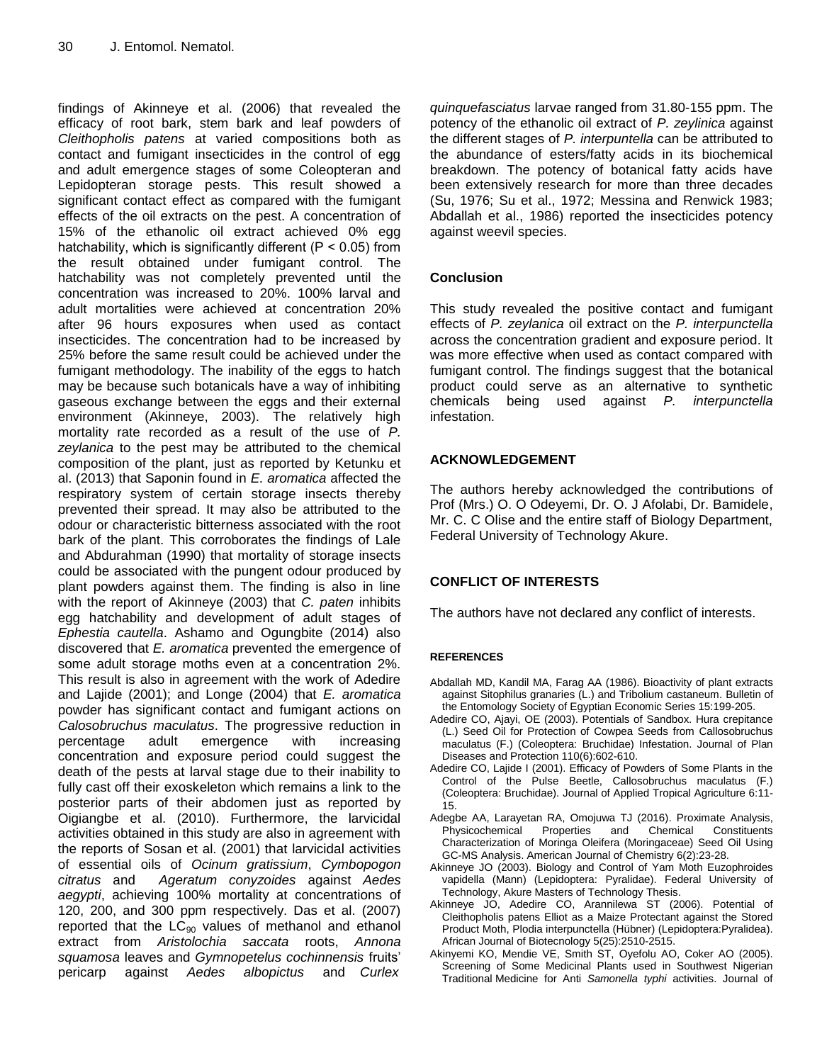findings of Akinneye et al. (2006) that revealed the efficacy of root bark, stem bark and leaf powders of *Cleithopholis patens* at varied compositions both as contact and fumigant insecticides in the control of egg and adult emergence stages of some Coleopteran and Lepidopteran storage pests. This result showed a significant contact effect as compared with the fumigant effects of the oil extracts on the pest. A concentration of 15% of the ethanolic oil extract achieved 0% egg hatchability, which is significantly different ($P < 0.05$) from the result obtained under fumigant control. The hatchability was not completely prevented until the concentration was increased to 20%. 100% larval and adult mortalities were achieved at concentration 20% after 96 hours exposures when used as contact insecticides. The concentration had to be increased by 25% before the same result could be achieved under the fumigant methodology. The inability of the eggs to hatch may be because such botanicals have a way of inhibiting gaseous exchange between the eggs and their external environment (Akinneye, 2003). The relatively high mortality rate recorded as a result of the use of *P. zeylanica* to the pest may be attributed to the chemical composition of the plant, just as reported by Ketunku et al. (2013) that Saponin found in *E. aromatica* affected the respiratory system of certain storage insects thereby prevented their spread. It may also be attributed to the odour or characteristic bitterness associated with the root bark of the plant. This corroborates the findings of Lale and Abdurahman (1990) that mortality of storage insects could be associated with the pungent odour produced by plant powders against them. The finding is also in line with the report of Akinneye (2003) that *C. paten* inhibits egg hatchability and development of adult stages of *Ephestia cautella*. Ashamo and Ogungbite (2014) also discovered that *E. aromatica* prevented the emergence of some adult storage moths even at a concentration 2%. This result is also in agreement with the work of Adedire and Lajide (2001); and Longe (2004) that *E. aromatica* powder has significant contact and fumigant actions on *Calosobruchus maculatus*. The progressive reduction in percentage adult emergence with increasing concentration and exposure period could suggest the death of the pests at larval stage due to their inability to fully cast off their exoskeleton which remains a link to the posterior parts of their abdomen just as reported by Oigiangbe et al. (2010). Furthermore, the larvicidal activities obtained in this study are also in agreement with the reports of Sosan et al. (2001) that larvicidal activities of essential oils of *Ocinum gratissium*, *Cymbopogon citratus* and *Ageratum conyzoides* against *Aedes aegypti*, achieving 100% mortality at concentrations of 120, 200, and 300 ppm respectively. Das et al. (2007) reported that the $LC_{90}$ values of methanol and ethanol extract from *Aristolochia saccata* roots, *Annona squamosa* leaves and *Gymnopetelus cochinnensis* fruits' pericarp against *Aedes albopictus* and *Curlex quinquefasciatus* larvae ranged from 31.80-155 ppm. The potency of the ethanolic oil extract of *P. zeylinica* against the different stages of *P. interpuntella* can be attributed to the abundance of esters/fatty acids in its biochemical breakdown. The potency of botanical fatty acids have been extensively research for more than three decades (Su, 1976; Su et al., 1972; Messina and Renwick 1983; Abdallah et al., 1986) reported the insecticides potency against weevil species.

## Conclusion

This study revealed the positive contact and fumigant effects of *P. zeylanica* oil extract on the *P. interpunctella* across the concentration gradient and exposure period. It was more effective when used as contact compared with fumigant control. The findings suggest that the botanical product could serve as an alternative to synthetic chemicals being used against *P. interpunctella* infestation.

## ACKNOWLEDGEMENT

The authors hereby acknowledged the contributions of Prof (Mrs.) O. O Odeyemi, Dr. O. J Afolabi, Dr. Bamidele, Mr. C. C Olise and the entire staff of Biology Department, Federal University of Technology Akure.

## CONFLICT OF INTERESTS

The authors have not declared any conflict of interests.

## REFERENCES

Abdallah MD, Kandil MA, Farag AA (1986). Bioactivity of plant extracts against Sitophilus granaries (L.) and Tribolium castaneum. Bulletin of the Entomology Society of Egyptian Economic Series 15:199-205.

Adedire CO, Ajayi, OE (2003). Potentials of Sandbox. Hura crepitance (L.) Seed Oil for Protection of Cowpea Seeds from Callosobruchus maculatus (F.) (Coleoptera: Bruchidae) Infestation. Journal of Plan Diseases and Protection 110(6):602-610.

Adedire CO, Lajide I (2001). Efficacy of Powders of Some Plants in the Control of the Pulse Beetle, Callosobruchus maculatus (F.) (Coleoptera: Bruchidae). Journal of Applied Tropical Agriculture 6:11-15.

Adegbe AA, Larayetan RA, Omojuwa TJ (2016). Proximate Analysis, Physicochemical Properties and Chemical Constituents Characterization of Moringa Oleifera (Moringaceae) Seed Oil Using GC-MS Analysis. American Journal of Chemistry 6(2):23-28.

Akinneye JO (2003). Biology and Control of Yam Moth Euzophroides vapidella (Mann) (Lepidoptera: Pyralidae). Federal University of Technology, Akure Masters of Technology Thesis.

Akinneye JO, Adedire CO, Arannilewa ST (2006). Potential of Cleithopholis patens Elliot as a Maize Protectant against the Stored Product Moth, Plodia interpunctella (Hübner) (Lepidoptera:Pyralidea). African Journal of Biotecnology 5(25):2510-2515.

Akinyemi KO, Mendie VE, Smith ST, Oyefolu AO, Coker AO (2005). Screening of Some Medicinal Plants used in Southwest Nigerian Traditional Medicine for Anti *Samonella typhi* activities. Journal of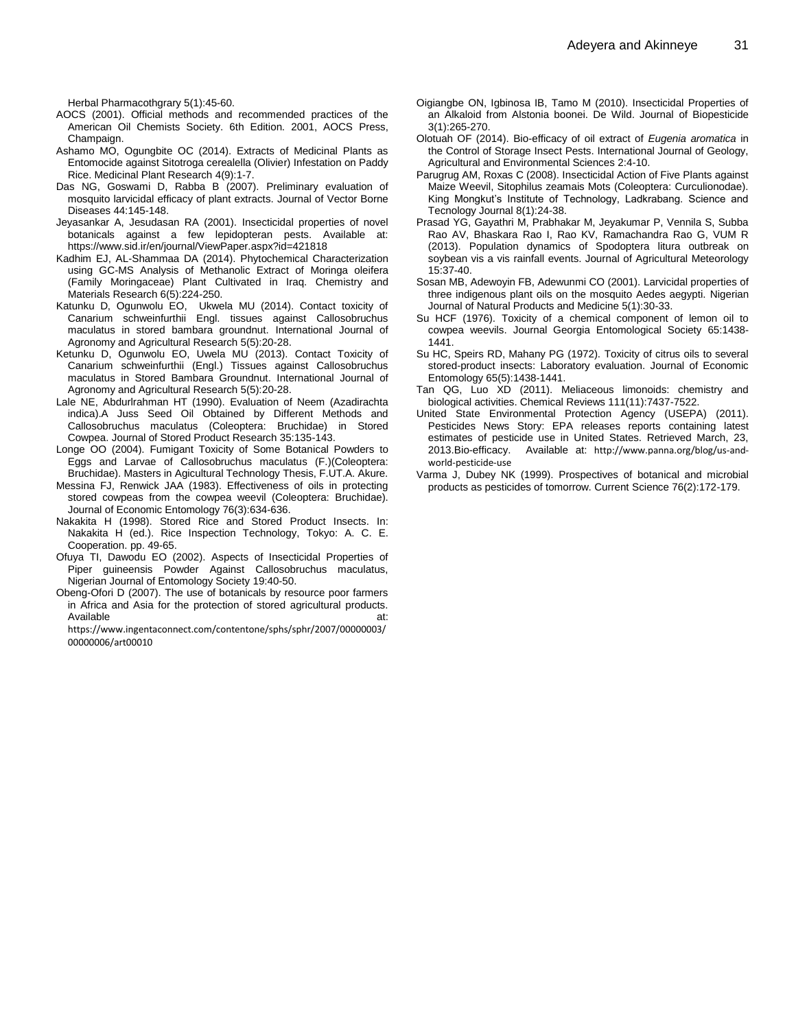Herbal Pharmacothgrary 5(1):45-60.

AOCS (2001). Official methods and recommended practices of the American Oil Chemists Society. 6th Edition. 2001, AOCS Press, Champaign.

Ashamo MO, Ogungbite OC (2014). Extracts of Medicinal Plants as Entomocide against Sitotroga cerealella (Olivier) Infestation on Paddy Rice. Medicinal Plant Research 4(9):1-7.

Das NG, Goswami D, Rabba B (2007). Preliminary evaluation of mosquito larvicidal efficacy of plant extracts. Journal of Vector Borne Diseases 44:145-148.

Jeyasankar A, Jesudasan RA (2001). Insecticidal properties of novel botanicals against a few lepidopteran pests. Available at: https://www.sid.ir/en/journal/ViewPaper.aspx?id=421818

Kadhim EJ, AL-Shammaa DA (2014). Phytochemical Characterization using GC-MS Analysis of Methanolic Extract of Moringa oleifera (Family Moringaceae) Plant Cultivated in Iraq. Chemistry and Materials Research 6(5):224-250.

Katunku D, Ogunwolu EO, Ukwela MU (2014). Contact toxicity of Canarium schweinfurthii Engl. tissues against Callosobruchus maculatus in stored bambara groundnut. International Journal of Agronomy and Agricultural Research 5(5):20-28.

Ketunku D, Ogunwolu EO, Uwela MU (2013). Contact Toxicity of Canarium schweinfurthii (Engl.) Tissues against Callosobruchus maculatus in Stored Bambara Groundnut. International Journal of Agronomy and Agricultural Research 5(5):20-28.

Lale NE, Abdurlrahman HT (1990). Evaluation of Neem (Azadirachta indica).A Juss Seed Oil Obtained by Different Methods and Callosobruchus maculatus (Coleoptera: Bruchidae) in Stored Cowpea. Journal of Stored Product Research 35:135-143.

Longe OO (2004). Fumigant Toxicity of Some Botanical Powders to Eggs and Larvae of Callosobruchus maculatus (F.)(Coleoptera: Bruchidae). Masters in Agicultural Technology Thesis, F.UT.A. Akure.

Messina FJ, Renwick JAA (1983). Effectiveness of oils in protecting stored cowpeas from the cowpea weevil (Coleoptera: Bruchidae). Journal of Economic Entomology 76(3):634-636.

Nakakita H (1998). Stored Rice and Stored Product Insects. In: Nakakita H (ed.). Rice Inspection Technology, Tokyo: A. C. E. Cooperation. pp. 49-65.

Ofuya TI, Dawodu EO (2002). Aspects of Insecticidal Properties of Piper guineensis Powder Against Callosobruchus maculatus, Nigerian Journal of Entomology Society 19:40-50.

Obeng-Ofori D (2007). The use of botanicals by resource poor farmers in Africa and Asia for the protection of stored agricultural products. Available at: https://www.ingentaconnect.com/contentone/sphs/sphr/2007/00000003/00000006/art00010

Oigiangbe ON, Igbinosa IB, Tamo M (2010). Insecticidal Properties of an Alkaloid from Alstonia boonei. De Wild. Journal of Biopesticide 3(1):265-270.

Olotuah OF (2014). Bio-efficacy of oil extract of *Eugenia aromatica* in the Control of Storage Insect Pests. International Journal of Geology, Agricultural and Environmental Sciences 2:4-10.

Parugrug AM, Roxas C (2008). Insecticidal Action of Five Plants against Maize Weevil, Sitophilus zeamais Mots (Coleoptera: Curculionodae). King Mongkut's Institute of Technology, Ladkrabang. Science and Tecnology Journal 8(1):24-38.

Prasad YG, Gayathri M, Prabhakar M, Jeyakumar P, Vennila S, Subba Rao AV, Bhaskara Rao I, Rao KV, Ramachandra Rao G, VUM R (2013). Population dynamics of Spodoptera litura outbreak on soybean vis a vis rainfall events. Journal of Agricultural Meteorology 15:37-40.

Sosan MB, Adewoyin FB, Adewunmi CO (2001). Larvicidal properties of three indigenous plant oils on the mosquito Aedes aegypti. Nigerian Journal of Natural Products and Medicine 5(1):30-33.

Su HCF (1976). Toxicity of a chemical component of lemon oil to cowpea weevils. Journal Georgia Entomological Society 65:1438-1441.

Su HC, Speirs RD, Mahany PG (1972). Toxicity of citrus oils to several stored-product insects: Laboratory evaluation. Journal of Economic Entomology 65(5):1438-1441.

Tan QG, Luo XD (2011). Meliaceous limonoids: chemistry and biological activities. Chemical Reviews 111(11):7437-7522.

United State Environmental Protection Agency (USEPA) (2011). Pesticides News Story: EPA releases reports containing latest estimates of pesticide use in United States. Retrieved March, 23, 2013.Bio-efficacy. Available at: http://www.panna.org/blog/us-and-world-pesticide-use

Varma J, Dubey NK (1999). Prospectives of botanical and microbial products as pesticides of tomorrow. Current Science 76(2):172-179.